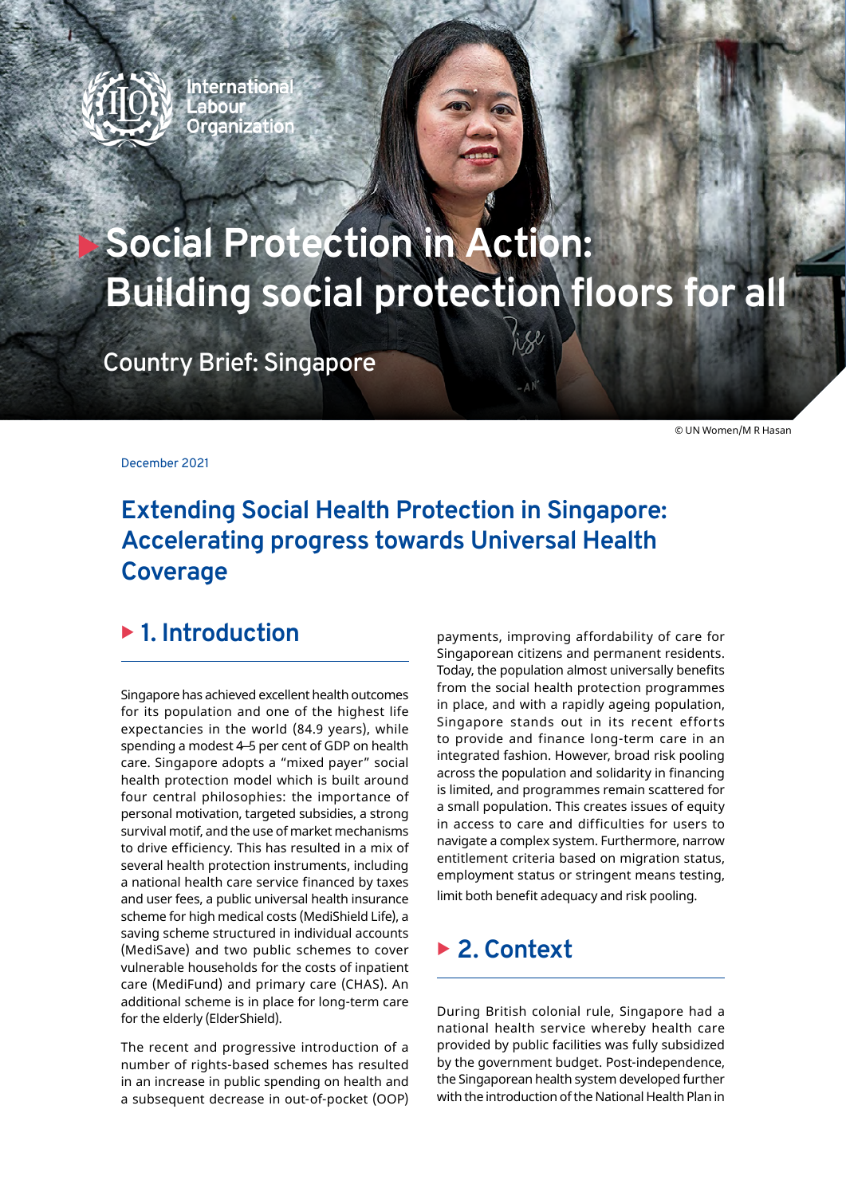International Labour Organization

# Social Protection in Action: Building social protection floors for all

Country Brief: Singapore

© UN Women/M R Hasan

December 2021

## Extending Social Health Protection in Singapore: Accelerating progress towards Universal Health Coverage

### 1. Introduction

Singapore has achieved excellent health outcomes for its population and one of the highest life expectancies in the world (84.9 years), while spending a modest 4–5 per cent of GDP on health care. Singapore adopts a "mixed payer" social health protection model which is built around four central philosophies: the importance of personal motivation, targeted subsidies, a strong survival motif, and the use of market mechanisms to drive efficiency. This has resulted in a mix of several health protection instruments, including a national health care service financed by taxes and user fees, a public universal health insurance scheme for high medical costs (MediShield Life), a saving scheme structured in individual accounts (MediSave) and two public schemes to cover vulnerable households for the costs of inpatient care (MediFund) and primary care (CHAS). An additional scheme is in place for long-term care for the elderly (ElderShield).

The recent and progressive introduction of a number of rights-based schemes has resulted in an increase in public spending on health and a subsequent decrease in out-of-pocket (OOP) payments, improving affordability of care for Singaporean citizens and permanent residents. Today, the population almost universally benefits from the social health protection programmes in place, and with a rapidly ageing population, Singapore stands out in its recent efforts to provide and finance long-term care in an integrated fashion. However, broad risk pooling across the population and solidarity in financing is limited, and programmes remain scattered for a small population. This creates issues of equity in access to care and difficulties for users to navigate a complex system. Furthermore, narrow entitlement criteria based on migration status, employment status or stringent means testing, limit both benefit adequacy and risk pooling.

### 2. Context

During British colonial rule, Singapore had a national health service whereby health care provided by public facilities was fully subsidized by the government budget. Post-independence, the Singaporean health system developed further with the introduction of the National Health Plan in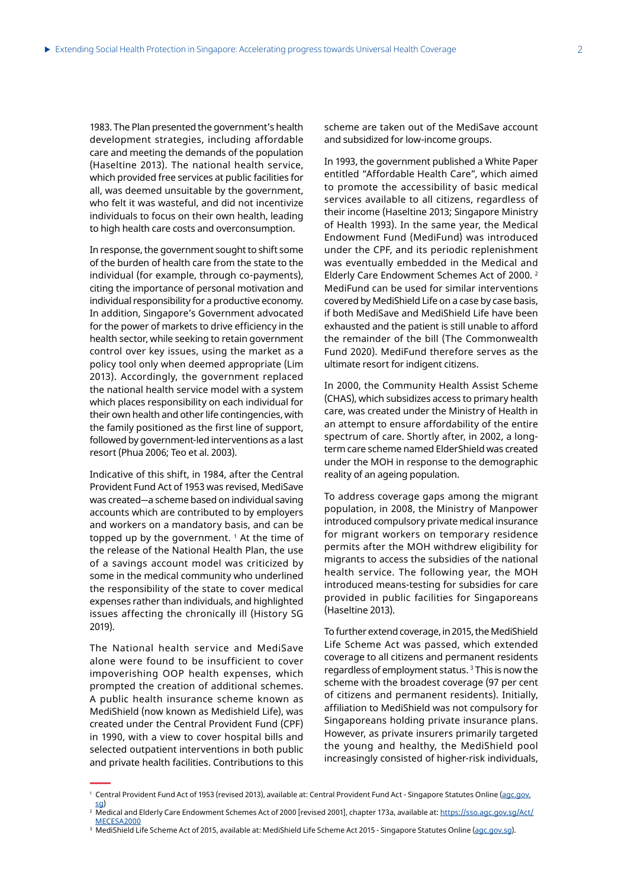1983. The Plan presented the government's health development strategies, including affordable care and meeting the demands of the population (Haseltine 2013). The national health service, which provided free services at public facilities for all, was deemed unsuitable by the government, who felt it was wasteful, and did not incentivize individuals to focus on their own health, leading to high health care costs and overconsumption.

In response, the government sought to shift some of the burden of health care from the state to the individual (for example, through co-payments), citing the importance of personal motivation and individual responsibility for a productive economy. In addition, Singapore's Government advocated for the power of markets to drive efficiency in the health sector, while seeking to retain government control over key issues, using the market as a policy tool only when deemed appropriate (Lim 2013). Accordingly, the government replaced the national health service model with a system which places responsibility on each individual for their own health and other life contingencies, with the family positioned as the first line of support, followed by government-led interventions as a last resort (Phua 2006; Teo et al. 2003).

Indicative of this shift, in 1984, after the Central Provident Fund Act of 1953 was revised, MediSave was created—a scheme based on individual saving accounts which are contributed to by employers and workers on a mandatory basis, and can be topped up by the government. [1] At the time of the release of the National Health Plan, the use of a savings account model was criticized by some in the medical community who underlined the responsibility of the state to cover medical expenses rather than individuals, and highlighted issues affecting the chronically ill (History SG 2019).

The National health service and MediSave alone were found to be insufficient to cover impoverishing OOP health expenses, which prompted the creation of additional schemes. A public health insurance scheme known as MediShield (now known as Medishield Life), was created under the Central Provident Fund (CPF) in 1990, with a view to cover hospital bills and selected outpatient interventions in both public and private health facilities. Contributions to this scheme are taken out of the MediSave account and subsidized for low-income groups.

In 1993, the government published a White Paper entitled "Affordable Health Care", which aimed to promote the accessibility of basic medical services available to all citizens, regardless of their income (Haseltine 2013; Singapore Ministry of Health 1993). In the same year, the Medical Endowment Fund (MediFund) was introduced under the CPF, and its periodic replenishment was eventually embedded in the Medical and Elderly Care Endowment Schemes Act of 2000. [2] MediFund can be used for similar interventions covered by MediShield Life on a case by case basis, if both MediSave and MediShield Life have been exhausted and the patient is still unable to afford the remainder of the bill (The Commonwealth Fund 2020). MediFund therefore serves as the ultimate resort for indigent citizens.

In 2000, the Community Health Assist Scheme (CHAS), which subsidizes access to primary health care, was created under the Ministry of Health in an attempt to ensure affordability of the entire spectrum of care. Shortly after, in 2002, a long-term care scheme named ElderShield was created under the MOH in response to the demographic reality of an ageing population.

To address coverage gaps among the migrant population, in 2008, the Ministry of Manpower introduced compulsory private medical insurance for migrant workers on temporary residence permits after the MOH withdrew eligibility for migrants to access the subsidies of the national health service. The following year, the MOH introduced means-testing for subsidies for care provided in public facilities for Singaporeans (Haseltine 2013).

To further extend coverage, in 2015, the MediShield Life Scheme Act was passed, which extended coverage to all citizens and permanent residents regardless of employment status. [3] This is now the scheme with the broadest coverage (97 per cent of citizens and permanent residents). Initially, affiliation to MediShield was not compulsory for Singaporeans holding private insurance plans. However, as private insurers primarily targeted the young and healthy, the MediShield pool increasingly consisted of higher-risk individuals,

---

[1] Central Provident Fund Act of 1953 (revised 2013), available at: Central Provident Fund Act - Singapore Statutes Online (agc.gov.sg)

[2] Medical and Elderly Care Endowment Schemes Act of 2000 [revised 2001], chapter 173a, available at: https://sso.agc.gov.sg/Act/MECESA2000

[3] MediShield Life Scheme Act of 2015, available at: MediShield Life Scheme Act 2015 - Singapore Statutes Online (agc.gov.sg).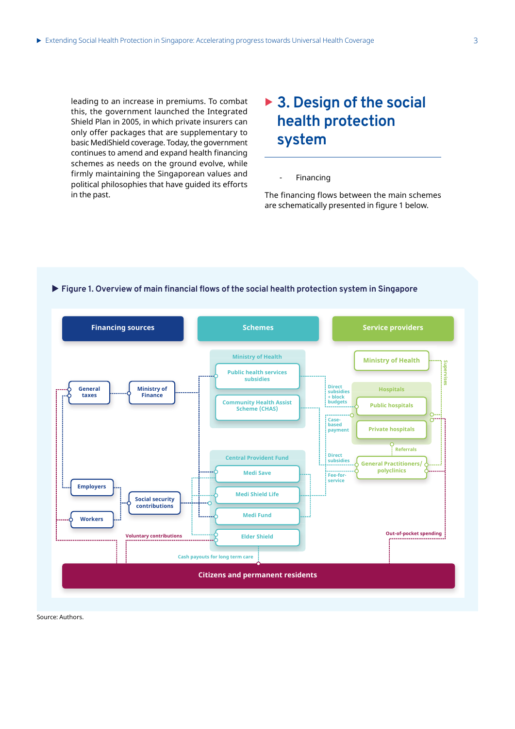leading to an increase in premiums. To combat this, the government launched the Integrated Shield Plan in 2005, in which private insurers can only offer packages that are supplementary to basic MediShield coverage. Today, the government continues to amend and expand health financing schemes as needs on the ground evolve, while firmly maintaining the Singaporean values and political philosophies that have guided its efforts in the past.

## 3. Design of the social health protection system

- Financing

The financing flows between the main schemes are schematically presented in figure 1 below.

**Figure 1. Overview of main financial flows of the social health protection system in Singapore**

Source: Authors.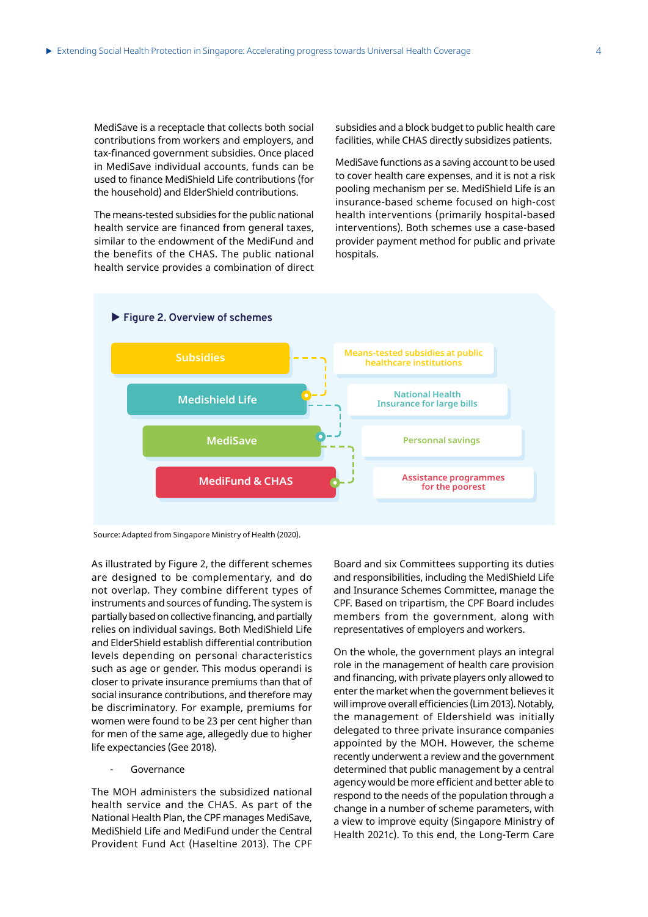MediSave is a receptacle that collects both social contributions from workers and employers, and tax-financed government subsidies. Once placed in MediSave individual accounts, funds can be used to finance MediShield Life contributions (for the household) and ElderShield contributions.

The means-tested subsidies for the public national health service are financed from general taxes, similar to the endowment of the MediFund and the benefits of the CHAS. The public national health service provides a combination of direct subsidies and a block budget to public health care facilities, while CHAS directly subsidizes patients.

MediSave functions as a saving account to be used to cover health care expenses, and it is not a risk pooling mechanism per se. MediShield Life is an insurance-based scheme focused on high-cost health interventions (primarily hospital-based interventions). Both schemes use a case-based provider payment method for public and private hospitals.

**Figure 2. Overview of schemes**

| Scheme | Description |
|---|---|
| Subsidies | Means-tested subsidies at public healthcare institutions |
| Medishield Life | National Health Insurance for large bills |
| MediSave | Personnal savings |
| MediFund & CHAS | Assistance programmes for the poorest |

Source: Adapted from Singapore Ministry of Health (2020).

As illustrated by Figure 2, the different schemes are designed to be complementary, and do not overlap. They combine different types of instruments and sources of funding. The system is partially based on collective financing, and partially relies on individual savings. Both MediShield Life and ElderShield establish differential contribution levels depending on personal characteristics such as age or gender. This modus operandi is closer to private insurance premiums than that of social insurance contributions, and therefore may be discriminatory. For example, premiums for women were found to be 23 per cent higher than for men of the same age, allegedly due to higher life expectancies (Gee 2018).

- Governance

The MOH administers the subsidized national health service and the CHAS. As part of the National Health Plan, the CPF manages MediSave, MediShield Life and MediFund under the Central Provident Fund Act (Haseltine 2013). The CPF Board and six Committees supporting its duties and responsibilities, including the MediShield Life and Insurance Schemes Committee, manage the CPF. Based on tripartism, the CPF Board includes members from the government, along with representatives of employers and workers.

On the whole, the government plays an integral role in the management of health care provision and financing, with private players only allowed to enter the market when the government believes it will improve overall efficiencies (Lim 2013). Notably, the management of Eldershield was initially delegated to three private insurance companies appointed by the MOH. However, the scheme recently underwent a review and the government determined that public management by a central agency would be more efficient and better able to respond to the needs of the population through a change in a number of scheme parameters, with a view to improve equity (Singapore Ministry of Health 2021c). To this end, the Long-Term Care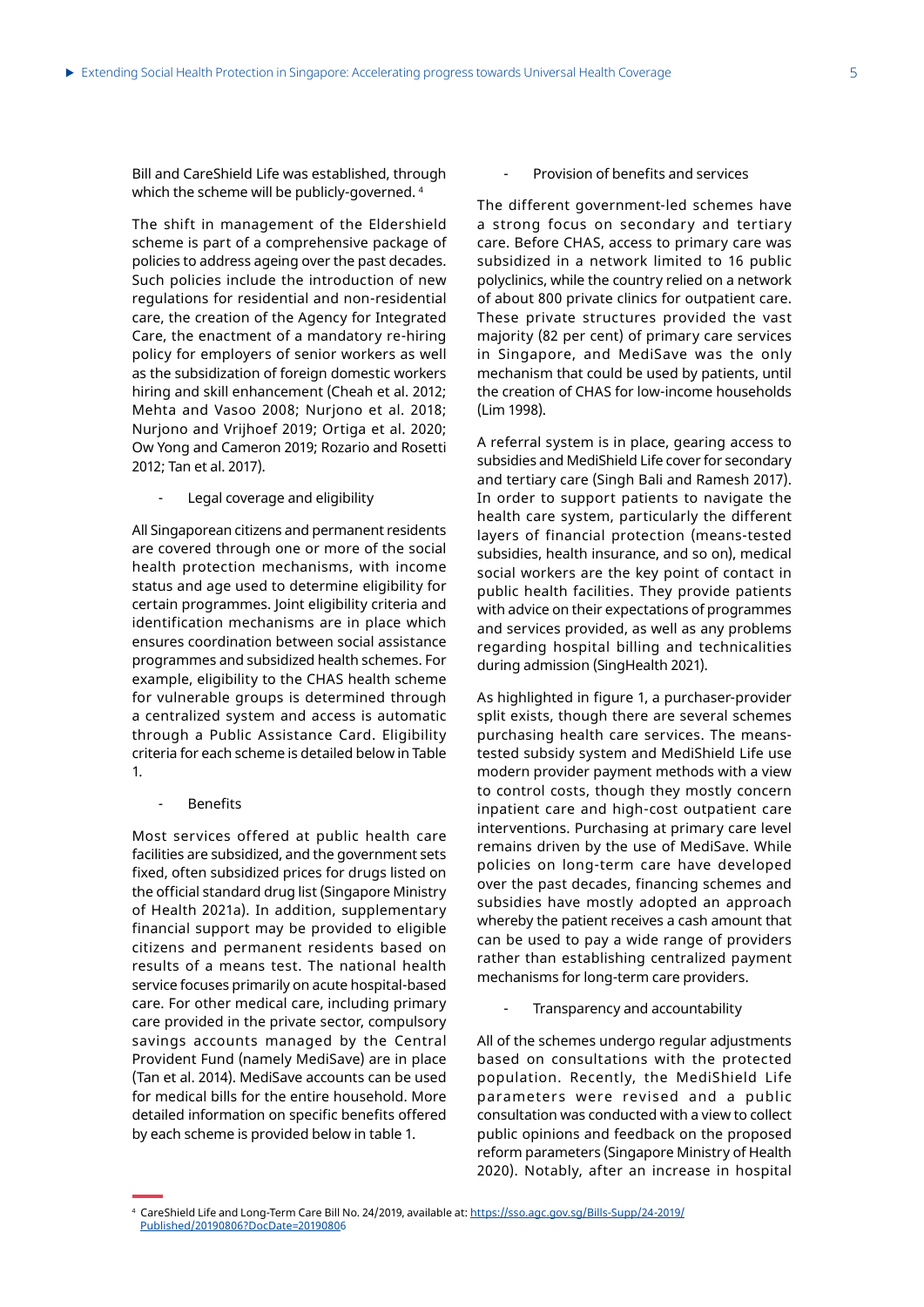Bill and CareShield Life was established, through which the scheme will be publicly-governed.[4]

The shift in management of the Eldershield scheme is part of a comprehensive package of policies to address ageing over the past decades. Such policies include the introduction of new regulations for residential and non-residential care, the creation of the Agency for Integrated Care, the enactment of a mandatory re-hiring policy for employers of senior workers as well as the subsidization of foreign domestic workers hiring and skill enhancement (Cheah et al. 2012; Mehta and Vasoo 2008; Nurjono et al. 2018; Nurjono and Vrijhoef 2019; Ortiga et al. 2020; Ow Yong and Cameron 2019; Rozario and Rosetti 2012; Tan et al. 2017).

- Legal coverage and eligibility

All Singaporean citizens and permanent residents are covered through one or more of the social health protection mechanisms, with income status and age used to determine eligibility for certain programmes. Joint eligibility criteria and identification mechanisms are in place which ensures coordination between social assistance programmes and subsidized health schemes. For example, eligibility to the CHAS health scheme for vulnerable groups is determined through a centralized system and access is automatic through a Public Assistance Card. Eligibility criteria for each scheme is detailed below in Table 1.

- Benefits

Most services offered at public health care facilities are subsidized, and the government sets fixed, often subsidized prices for drugs listed on the official standard drug list (Singapore Ministry of Health 2021a). In addition, supplementary financial support may be provided to eligible citizens and permanent residents based on results of a means test. The national health service focuses primarily on acute hospital-based care. For other medical care, including primary care provided in the private sector, compulsory savings accounts managed by the Central Provident Fund (namely MediSave) are in place (Tan et al. 2014). MediSave accounts can be used for medical bills for the entire household. More detailed information on specific benefits offered by each scheme is provided below in table 1.

- Provision of benefits and services

The different government-led schemes have a strong focus on secondary and tertiary care. Before CHAS, access to primary care was subsidized in a network limited to 16 public polyclinics, while the country relied on a network of about 800 private clinics for outpatient care. These private structures provided the vast majority (82 per cent) of primary care services in Singapore, and MediSave was the only mechanism that could be used by patients, until the creation of CHAS for low-income households (Lim 1998).

A referral system is in place, gearing access to subsidies and MediShield Life cover for secondary and tertiary care (Singh Bali and Ramesh 2017). In order to support patients to navigate the health care system, particularly the different layers of financial protection (means-tested subsidies, health insurance, and so on), medical social workers are the key point of contact in public health facilities. They provide patients with advice on their expectations of programmes and services provided, as well as any problems regarding hospital billing and technicalities during admission (SingHealth 2021).

As highlighted in figure 1, a purchaser-provider split exists, though there are several schemes purchasing health care services. The means-tested subsidy system and MediShield Life use modern provider payment methods with a view to control costs, though they mostly concern inpatient care and high-cost outpatient care interventions. Purchasing at primary care level remains driven by the use of MediSave. While policies on long-term care have developed over the past decades, financing schemes and subsidies have mostly adopted an approach whereby the patient receives a cash amount that can be used to pay a wide range of providers rather than establishing centralized payment mechanisms for long-term care providers.

- Transparency and accountability

All of the schemes undergo regular adjustments based on consultations with the protected population. Recently, the MediShield Life parameters were revised and a public consultation was conducted with a view to collect public opinions and feedback on the proposed reform parameters (Singapore Ministry of Health 2020). Notably, after an increase in hospital

[4] CareShield Life and Long-Term Care Bill No. 24/2019, available at: https://sso.agc.gov.sg/Bills-Supp/24-2019/Published/20190806?DocDate=20190806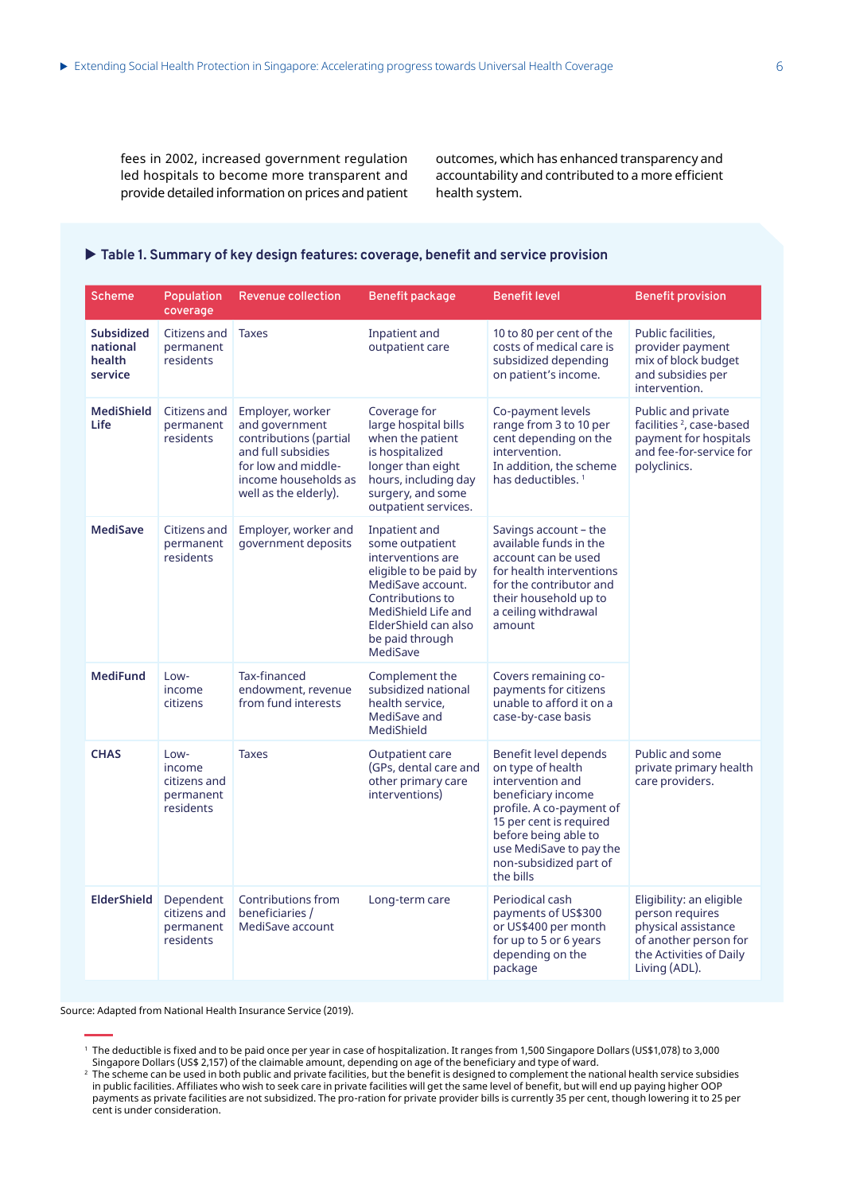fees in 2002, increased government regulation led hospitals to become more transparent and provide detailed information on prices and patient outcomes, which has enhanced transparency and accountability and contributed to a more efficient health system.

### ▶ Table 1. Summary of key design features: coverage, benefit and service provision

| Scheme | Population coverage | Revenue collection | Benefit package | Benefit level | Benefit provision |
|---|---|---|---|---|---|
| **Subsidized national health service** | Citizens and permanent residents | Taxes | Inpatient and outpatient care | 10 to 80 per cent of the costs of medical care is subsidized depending on patient's income. | Public facilities, provider payment mix of block budget and subsidies per intervention. |
| **MediShield Life** | Citizens and permanent residents | Employer, worker and government contributions (partial and full subsidies for low and middle-income households as well as the elderly). | Coverage for large hospital bills when the patient is hospitalized longer than eight hours, including day surgery, and some outpatient services. | Co-payment levels range from 3 to 10 per cent depending on the intervention. In addition, the scheme has deductibles. [1] | Public and private facilities [2], case-based payment for hospitals and fee-for-service for polyclinics. |
| **MediSave** | Citizens and permanent residents | Employer, worker and government deposits | Inpatient and some outpatient interventions are eligible to be paid by MediSave account. Contributions to MediShield Life and ElderShield can also be paid through MediSave | Savings account – the available funds in the account can be used for health interventions for the contributor and their household up to a ceiling withdrawal amount | |
| **MediFund** | Low-income citizens | Tax-financed endowment, revenue from fund interests | Complement the subsidized national health service, MediSave and MediShield | Covers remaining co-payments for citizens unable to afford it on a case-by-case basis | |
| **CHAS** | Low-income citizens and permanent residents | Taxes | Outpatient care (GPs, dental care and other primary care interventions) | Benefit level depends on type of health intervention and beneficiary income profile. A co-payment of 15 per cent is required before being able to use MediSave to pay the non-subsidized part of the bills | Public and some private primary health care providers. |
| **ElderShield** | Dependent citizens and permanent residents | Contributions from beneficiaries / MediSave account | Long-term care | Periodical cash payments of US$300 or US$400 per month for up to 5 or 6 years depending on the package | Eligibility: an eligible person requires physical assistance of another person for the Activities of Daily Living (ADL). |

Source: Adapted from National Health Insurance Service (2019).

[1] The deductible is fixed and to be paid once per year in case of hospitalization. It ranges from 1,500 Singapore Dollars (US$1,078) to 3,000 Singapore Dollars (US$ 2,157) of the claimable amount, depending on age of the beneficiary and type of ward.

[2] The scheme can be used in both public and private facilities, but the benefit is designed to complement the national health service subsidies in public facilities. Affiliates who wish to seek care in private facilities will get the same level of benefit, but will end up paying higher OOP payments as private facilities are not subsidized. The pro-ration for private provider bills is currently 35 per cent, though lowering it to 25 per cent is under consideration.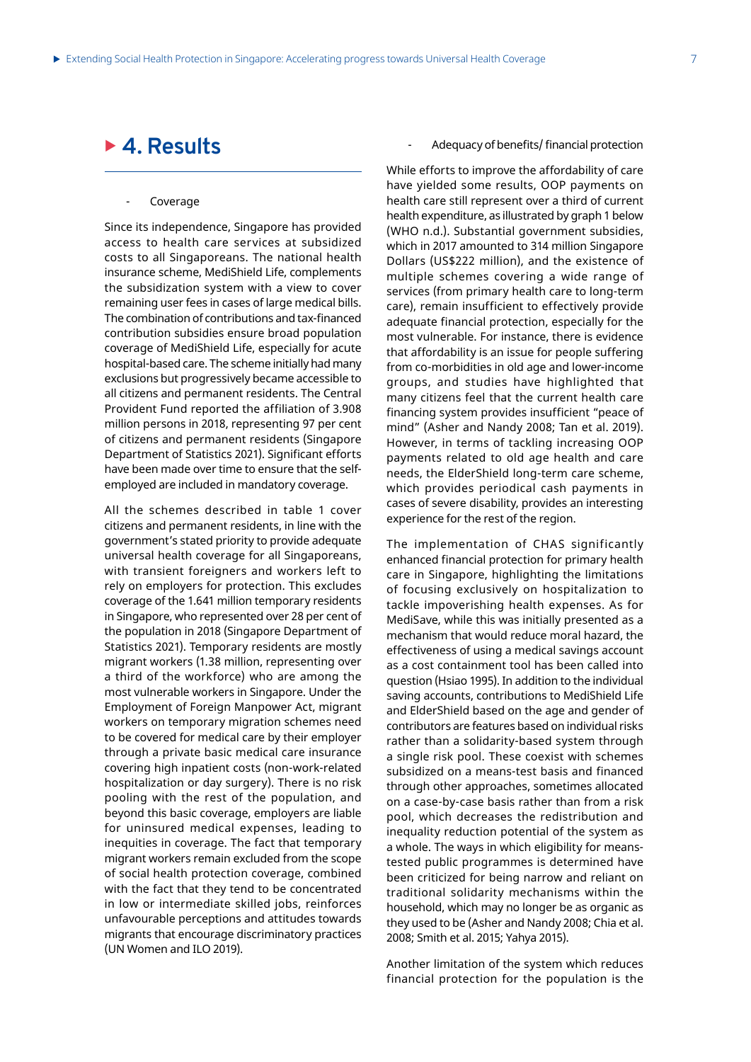# 4. Results

- Coverage

Since its independence, Singapore has provided access to health care services at subsidized costs to all Singaporeans. The national health insurance scheme, MediShield Life, complements the subsidization system with a view to cover remaining user fees in cases of large medical bills. The combination of contributions and tax-financed contribution subsidies ensure broad population coverage of MediShield Life, especially for acute hospital-based care. The scheme initially had many exclusions but progressively became accessible to all citizens and permanent residents. The Central Provident Fund reported the affiliation of 3.908 million persons in 2018, representing 97 per cent of citizens and permanent residents (Singapore Department of Statistics 2021). Significant efforts have been made over time to ensure that the self-employed are included in mandatory coverage.

All the schemes described in table 1 cover citizens and permanent residents, in line with the government's stated priority to provide adequate universal health coverage for all Singaporeans, with transient foreigners and workers left to rely on employers for protection. This excludes coverage of the 1.641 million temporary residents in Singapore, who represented over 28 per cent of the population in 2018 (Singapore Department of Statistics 2021). Temporary residents are mostly migrant workers (1.38 million, representing over a third of the workforce) who are among the most vulnerable workers in Singapore. Under the Employment of Foreign Manpower Act, migrant workers on temporary migration schemes need to be covered for medical care by their employer through a private basic medical care insurance covering high inpatient costs (non-work-related hospitalization or day surgery). There is no risk pooling with the rest of the population, and beyond this basic coverage, employers are liable for uninsured medical expenses, leading to inequities in coverage. The fact that temporary migrant workers remain excluded from the scope of social health protection coverage, combined with the fact that they tend to be concentrated in low or intermediate skilled jobs, reinforces unfavourable perceptions and attitudes towards migrants that encourage discriminatory practices (UN Women and ILO 2019).

- Adequacy of benefits/ financial protection

While efforts to improve the affordability of care have yielded some results, OOP payments on health care still represent over a third of current health expenditure, as illustrated by graph 1 below (WHO n.d.). Substantial government subsidies, which in 2017 amounted to 314 million Singapore Dollars (US$222 million), and the existence of multiple schemes covering a wide range of services (from primary health care to long-term care), remain insufficient to effectively provide adequate financial protection, especially for the most vulnerable. For instance, there is evidence that affordability is an issue for people suffering from co-morbidities in old age and lower-income groups, and studies have highlighted that many citizens feel that the current health care financing system provides insufficient "peace of mind" (Asher and Nandy 2008; Tan et al. 2019). However, in terms of tackling increasing OOP payments related to old age health and care needs, the ElderShield long-term care scheme, which provides periodical cash payments in cases of severe disability, provides an interesting experience for the rest of the region.

The implementation of CHAS significantly enhanced financial protection for primary health care in Singapore, highlighting the limitations of focusing exclusively on hospitalization to tackle impoverishing health expenses. As for MediSave, while this was initially presented as a mechanism that would reduce moral hazard, the effectiveness of using a medical savings account as a cost containment tool has been called into question (Hsiao 1995). In addition to the individual saving accounts, contributions to MediShield Life and ElderShield based on the age and gender of contributors are features based on individual risks rather than a solidarity-based system through a single risk pool. These coexist with schemes subsidized on a means-test basis and financed through other approaches, sometimes allocated on a case-by-case basis rather than from a risk pool, which decreases the redistribution and inequality reduction potential of the system as a whole. The ways in which eligibility for means-tested public programmes is determined have been criticized for being narrow and reliant on traditional solidarity mechanisms within the household, which may no longer be as organic as they used to be (Asher and Nandy 2008; Chia et al. 2008; Smith et al. 2015; Yahya 2015).

Another limitation of the system which reduces financial protection for the population is the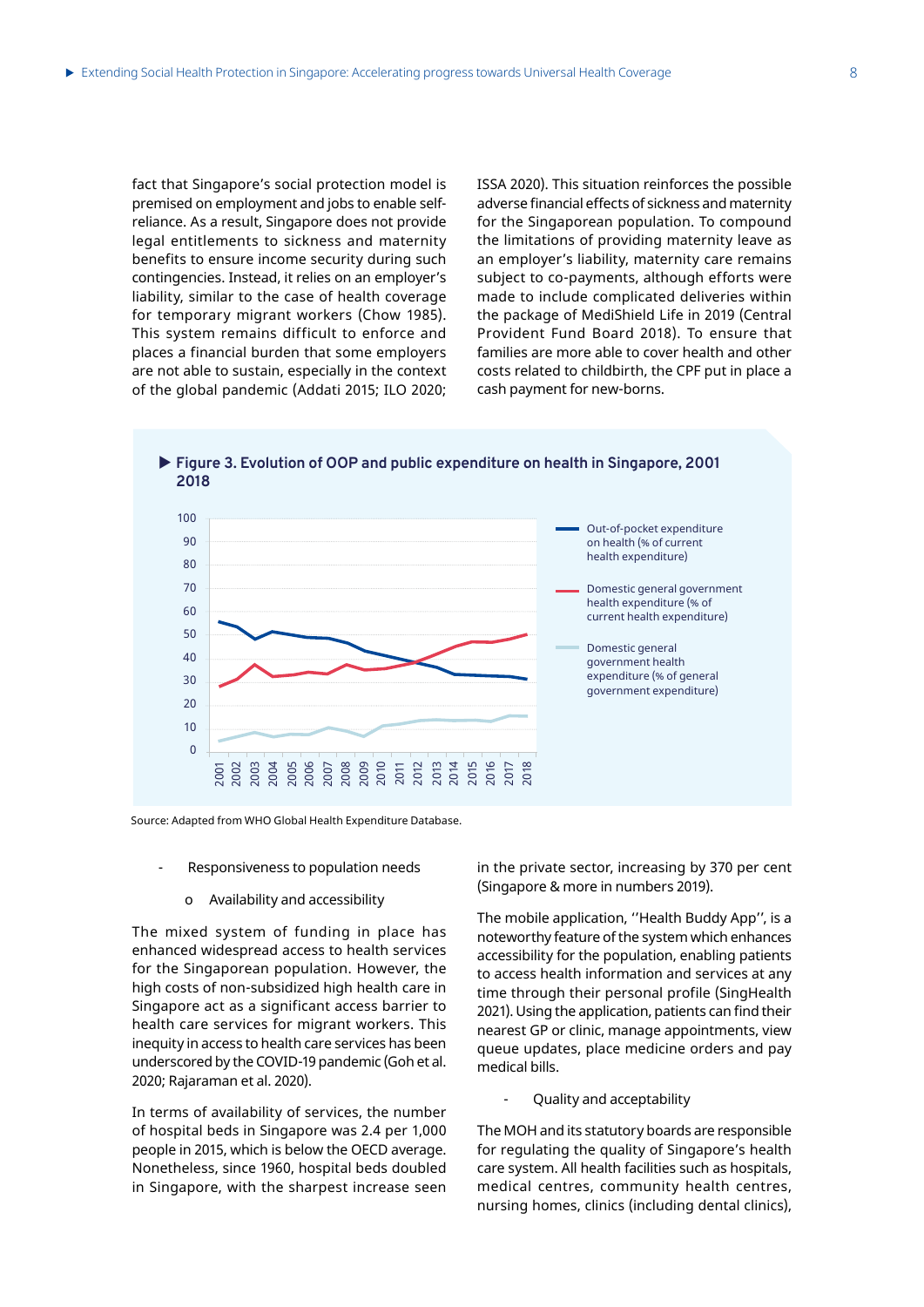fact that Singapore's social protection model is premised on employment and jobs to enable self-reliance. As a result, Singapore does not provide legal entitlements to sickness and maternity benefits to ensure income security during such contingencies. Instead, it relies on an employer's liability, similar to the case of health coverage for temporary migrant workers (Chow 1985). This system remains difficult to enforce and places a financial burden that some employers are not able to sustain, especially in the context of the global pandemic (Addati 2015; ILO 2020; ISSA 2020). This situation reinforces the possible adverse financial effects of sickness and maternity for the Singaporean population. To compound the limitations of providing maternity leave as an employer's liability, maternity care remains subject to co-payments, although efforts were made to include complicated deliveries within the package of MediShield Life in 2019 (Central Provident Fund Board 2018). To ensure that families are more able to cover health and other costs related to childbirth, the CPF put in place a cash payment for new-borns.

**Figure 3. Evolution of OOP and public expenditure on health in Singapore, 2001 2018**

Legend:
- Out-of-pocket expenditure on health (% of current health expenditure)
- Domestic general government health expenditure (% of current health expenditure)
- Domestic general government health expenditure (% of general government expenditure)

Source: Adapted from WHO Global Health Expenditure Database.

- Responsiveness to population needs
  - o Availability and accessibility

The mixed system of funding in place has enhanced widespread access to health services for the Singaporean population. However, the high costs of non-subsidized high health care in Singapore act as a significant access barrier to health care services for migrant workers. This inequity in access to health care services has been underscored by the COVID-19 pandemic (Goh et al. 2020; Rajaraman et al. 2020).

In terms of availability of services, the number of hospital beds in Singapore was 2.4 per 1,000 people in 2015, which is below the OECD average. Nonetheless, since 1960, hospital beds doubled in Singapore, with the sharpest increase seen in the private sector, increasing by 370 per cent (Singapore & more in numbers 2019).

The mobile application, ''Health Buddy App'', is a noteworthy feature of the system which enhances accessibility for the population, enabling patients to access health information and services at any time through their personal profile (SingHealth 2021). Using the application, patients can find their nearest GP or clinic, manage appointments, view queue updates, place medicine orders and pay medical bills.

- Quality and acceptability

The MOH and its statutory boards are responsible for regulating the quality of Singapore's health care system. All health facilities such as hospitals, medical centres, community health centres, nursing homes, clinics (including dental clinics),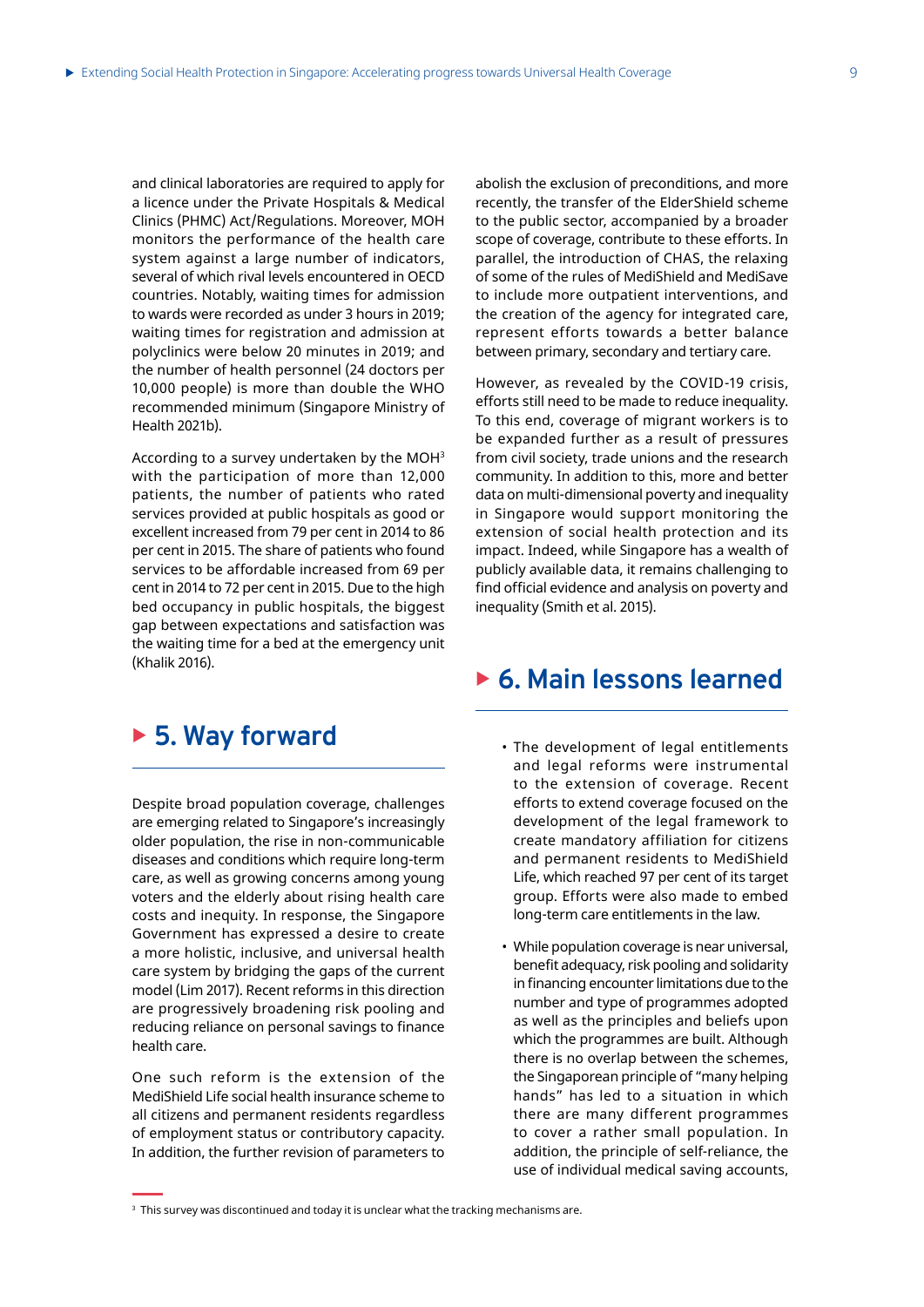and clinical laboratories are required to apply for a licence under the Private Hospitals & Medical Clinics (PHMC) Act/Regulations. Moreover, MOH monitors the performance of the health care system against a large number of indicators, several of which rival levels encountered in OECD countries. Notably, waiting times for admission to wards were recorded as under 3 hours in 2019; waiting times for registration and admission at polyclinics were below 20 minutes in 2019; and the number of health personnel (24 doctors per 10,000 people) is more than double the WHO recommended minimum (Singapore Ministry of Health 2021b).

According to a survey undertaken by the MOH[3] with the participation of more than 12,000 patients, the number of patients who rated services provided at public hospitals as good or excellent increased from 79 per cent in 2014 to 86 per cent in 2015. The share of patients who found services to be affordable increased from 69 per cent in 2014 to 72 per cent in 2015. Due to the high bed occupancy in public hospitals, the biggest gap between expectations and satisfaction was the waiting time for a bed at the emergency unit (Khalik 2016).

## 5. Way forward

Despite broad population coverage, challenges are emerging related to Singapore's increasingly older population, the rise in non-communicable diseases and conditions which require long-term care, as well as growing concerns among young voters and the elderly about rising health care costs and inequity. In response, the Singapore Government has expressed a desire to create a more holistic, inclusive, and universal health care system by bridging the gaps of the current model (Lim 2017). Recent reforms in this direction are progressively broadening risk pooling and reducing reliance on personal savings to finance health care.

One such reform is the extension of the MediShield Life social health insurance scheme to all citizens and permanent residents regardless of employment status or contributory capacity. In addition, the further revision of parameters to abolish the exclusion of preconditions, and more recently, the transfer of the ElderShield scheme to the public sector, accompanied by a broader scope of coverage, contribute to these efforts. In parallel, the introduction of CHAS, the relaxing of some of the rules of MediShield and MediSave to include more outpatient interventions, and the creation of the agency for integrated care, represent efforts towards a better balance between primary, secondary and tertiary care.

However, as revealed by the COVID-19 crisis, efforts still need to be made to reduce inequality. To this end, coverage of migrant workers is to be expanded further as a result of pressures from civil society, trade unions and the research community. In addition to this, more and better data on multi-dimensional poverty and inequality in Singapore would support monitoring the extension of social health protection and its impact. Indeed, while Singapore has a wealth of publicly available data, it remains challenging to find official evidence and analysis on poverty and inequality (Smith et al. 2015).

## 6. Main lessons learned

- The development of legal entitlements and legal reforms were instrumental to the extension of coverage. Recent efforts to extend coverage focused on the development of the legal framework to create mandatory affiliation for citizens and permanent residents to MediShield Life, which reached 97 per cent of its target group. Efforts were also made to embed long-term care entitlements in the law.
- While population coverage is near universal, benefit adequacy, risk pooling and solidarity in financing encounter limitations due to the number and type of programmes adopted as well as the principles and beliefs upon which the programmes are built. Although there is no overlap between the schemes, the Singaporean principle of "many helping hands" has led to a situation in which there are many different programmes to cover a rather small population. In addition, the principle of self-reliance, the use of individual medical saving accounts,

[3] This survey was discontinued and today it is unclear what the tracking mechanisms are.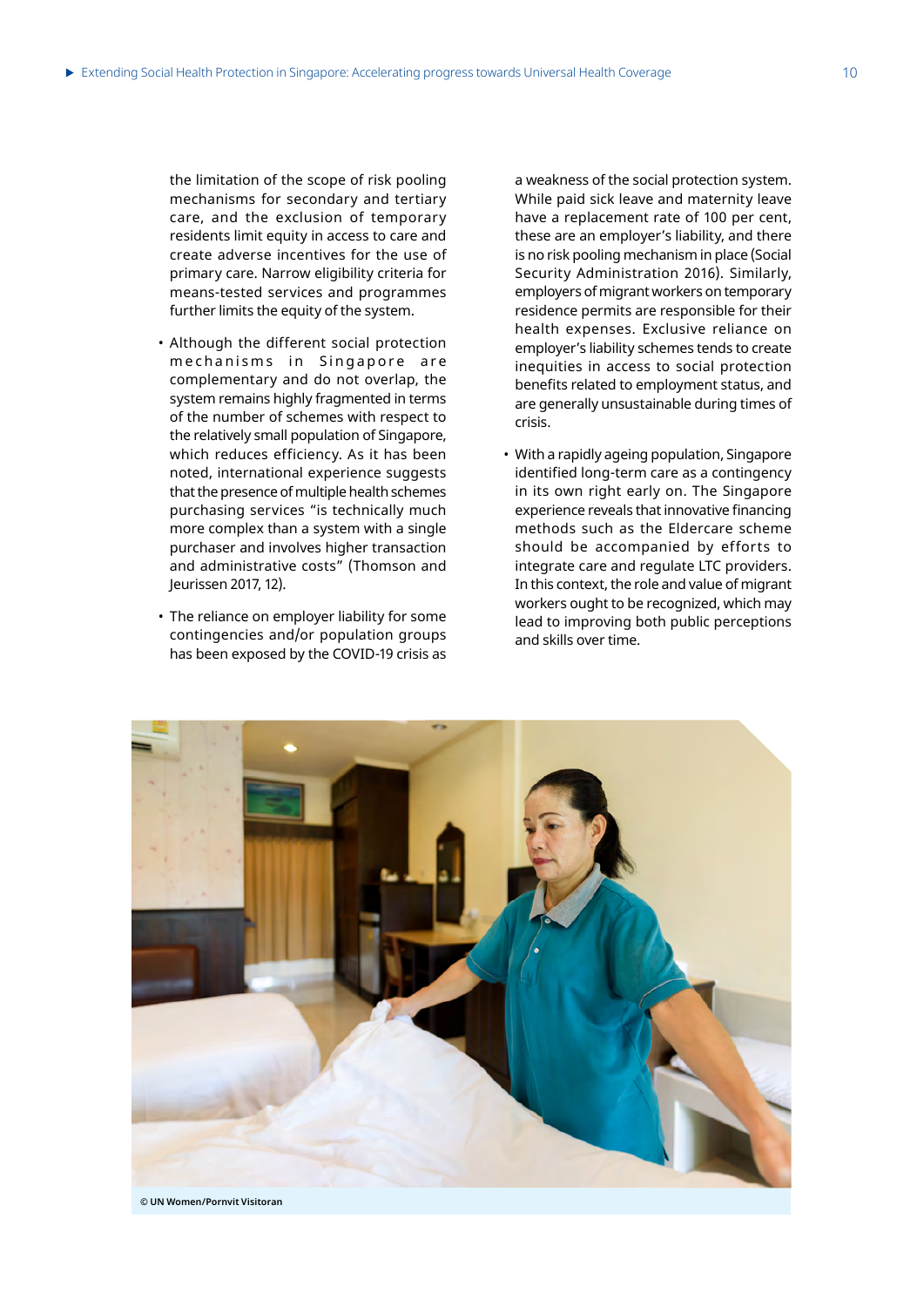the limitation of the scope of risk pooling mechanisms for secondary and tertiary care, and the exclusion of temporary residents limit equity in access to care and create adverse incentives for the use of primary care. Narrow eligibility criteria for means-tested services and programmes further limits the equity of the system.

- Although the different social protection mechanisms in Singapore are complementary and do not overlap, the system remains highly fragmented in terms of the number of schemes with respect to the relatively small population of Singapore, which reduces efficiency. As it has been noted, international experience suggests that the presence of multiple health schemes purchasing services "is technically much more complex than a system with a single purchaser and involves higher transaction and administrative costs" (Thomson and Jeurissen 2017, 12).

- The reliance on employer liability for some contingencies and/or population groups has been exposed by the COVID-19 crisis as a weakness of the social protection system. While paid sick leave and maternity leave have a replacement rate of 100 per cent, these are an employer's liability, and there is no risk pooling mechanism in place (Social Security Administration 2016). Similarly, employers of migrant workers on temporary residence permits are responsible for their health expenses. Exclusive reliance on employer's liability schemes tends to create inequities in access to social protection benefits related to employment status, and are generally unsustainable during times of crisis.

- With a rapidly ageing population, Singapore identified long-term care as a contingency in its own right early on. The Singapore experience reveals that innovative financing methods such as the Eldercare scheme should be accompanied by efforts to integrate care and regulate LTC providers. In this context, the role and value of migrant workers ought to be recognized, which may lead to improving both public perceptions and skills over time.

© UN Women/Pornvit Visitoran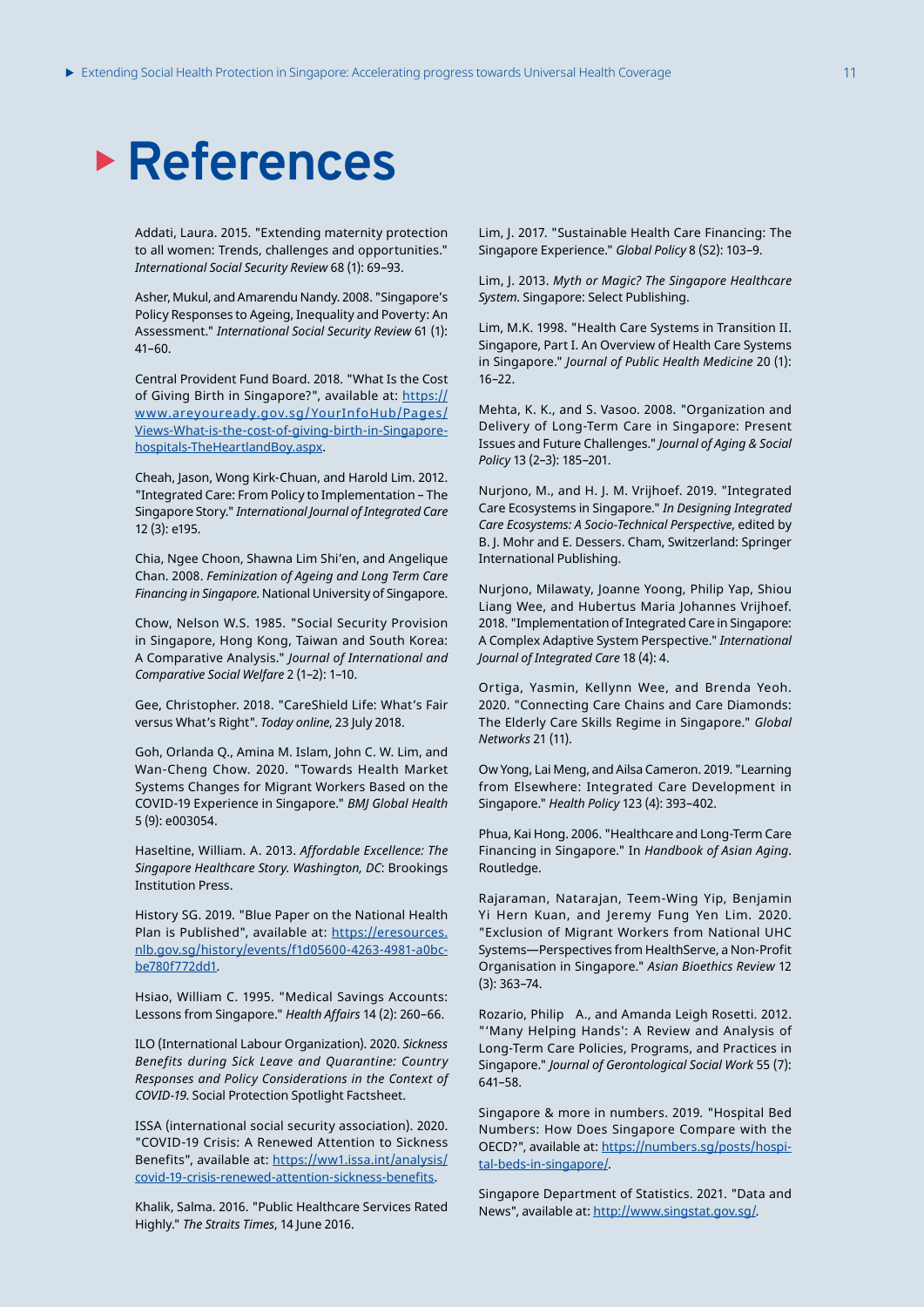# References

Addati, Laura. 2015. "Extending maternity protection to all women: Trends, challenges and opportunities." *International Social Security Review* 68 (1): 69–93.

Asher, Mukul, and Amarendu Nandy. 2008. "Singapore's Policy Responses to Ageing, Inequality and Poverty: An Assessment." *International Social Security Review* 61 (1): 41–60.

Central Provident Fund Board. 2018. "What Is the Cost of Giving Birth in Singapore?", available at: [https://www.areyouready.gov.sg/YourInfoHub/Pages/Views-What-is-the-cost-of-giving-birth-in-Singapore-hospitals-TheHeartlandBoy.aspx](https://www.areyouready.gov.sg/YourInfoHub/Pages/Views-What-is-the-cost-of-giving-birth-in-Singapore-hospitals-TheHeartlandBoy.aspx).

Cheah, Jason, Wong Kirk-Chuan, and Harold Lim. 2012. "Integrated Care: From Policy to Implementation – The Singapore Story." *International Journal of Integrated Care* 12 (3): e195.

Chia, Ngee Choon, Shawna Lim Shi'en, and Angelique Chan. 2008. *Feminization of Ageing and Long Term Care Financing in Singapore*. National University of Singapore.

Chow, Nelson W.S. 1985. "Social Security Provision in Singapore, Hong Kong, Taiwan and South Korea: A Comparative Analysis." *Journal of International and Comparative Social Welfare* 2 (1–2): 1–10.

Gee, Christopher. 2018. "CareShield Life: What's Fair versus What's Right". *Today online*, 23 July 2018.

Goh, Orlanda Q., Amina M. Islam, John C. W. Lim, and Wan-Cheng Chow. 2020. "Towards Health Market Systems Changes for Migrant Workers Based on the COVID-19 Experience in Singapore." *BMJ Global Health* 5 (9): e003054.

Haseltine, William. A. 2013. *Affordable Excellence: The Singapore Healthcare Story. Washington, DC*: Brookings Institution Press.

History SG. 2019. "Blue Paper on the National Health Plan is Published", available at: [https://eresources.nlb.gov.sg/history/events/f1d05600-4263-4981-a0bc-be780f772dd1](https://eresources.nlb.gov.sg/history/events/f1d05600-4263-4981-a0bc-be780f772dd1).

Hsiao, William C. 1995. "Medical Savings Accounts: Lessons from Singapore." *Health Affairs* 14 (2): 260–66.

ILO (International Labour Organization). 2020. *Sickness Benefits during Sick Leave and Quarantine: Country Responses and Policy Considerations in the Context of COVID-19*. Social Protection Spotlight Factsheet.

ISSA (international social security association). 2020. "COVID-19 Crisis: A Renewed Attention to Sickness Benefits", available at: [https://ww1.issa.int/analysis/covid-19-crisis-renewed-attention-sickness-benefits](https://ww1.issa.int/analysis/covid-19-crisis-renewed-attention-sickness-benefits).

Khalik, Salma. 2016. "Public Healthcare Services Rated Highly." *The Straits Times*, 14 June 2016.

Lim, J. 2017. "Sustainable Health Care Financing: The Singapore Experience." *Global Policy* 8 (S2): 103–9.

Lim, J. 2013. *Myth or Magic? The Singapore Healthcare System*. Singapore: Select Publishing.

Lim, M.K. 1998. "Health Care Systems in Transition II. Singapore, Part I. An Overview of Health Care Systems in Singapore." *Journal of Public Health Medicine* 20 (1): 16–22.

Mehta, K. K., and S. Vasoo. 2008. "Organization and Delivery of Long-Term Care in Singapore: Present Issues and Future Challenges." *Journal of Aging & Social Policy* 13 (2–3): 185–201.

Nurjono, M., and H. J. M. Vrijhoef. 2019. "Integrated Care Ecosystems in Singapore." *In Designing Integrated Care Ecosystems: A Socio-Technical Perspective*, edited by B. J. Mohr and E. Dessers. Cham, Switzerland: Springer International Publishing.

Nurjono, Milawaty, Joanne Yoong, Philip Yap, Shiou Liang Wee, and Hubertus Maria Johannes Vrijhoef. 2018. "Implementation of Integrated Care in Singapore: A Complex Adaptive System Perspective." *International Journal of Integrated Care* 18 (4): 4.

Ortiga, Yasmin, Kellynn Wee, and Brenda Yeoh. 2020. "Connecting Care Chains and Care Diamonds: The Elderly Care Skills Regime in Singapore." *Global Networks* 21 (11).

Ow Yong, Lai Meng, and Ailsa Cameron. 2019. "Learning from Elsewhere: Integrated Care Development in Singapore." *Health Policy* 123 (4): 393–402.

Phua, Kai Hong. 2006. "Healthcare and Long-Term Care Financing in Singapore." In *Handbook of Asian Aging*. Routledge.

Rajaraman, Natarajan, Teem-Wing Yip, Benjamin Yi Hern Kuan, and Jeremy Fung Yen Lim. 2020. "Exclusion of Migrant Workers from National UHC Systems—Perspectives from HealthServe, a Non-Profit Organisation in Singapore." *Asian Bioethics Review* 12 (3): 363–74.

Rozario, Philip A., and Amanda Leigh Rosetti. 2012. "'Many Helping Hands': A Review and Analysis of Long-Term Care Policies, Programs, and Practices in Singapore." *Journal of Gerontological Social Work* 55 (7): 641–58.

Singapore & more in numbers. 2019. "Hospital Bed Numbers: How Does Singapore Compare with the OECD?", available at: [https://numbers.sg/posts/hospital-beds-in-singapore/](https://numbers.sg/posts/hospital-beds-in-singapore/).

Singapore Department of Statistics. 2021. "Data and News", available at: [http://www.singstat.gov.sg/](http://www.singstat.gov.sg/).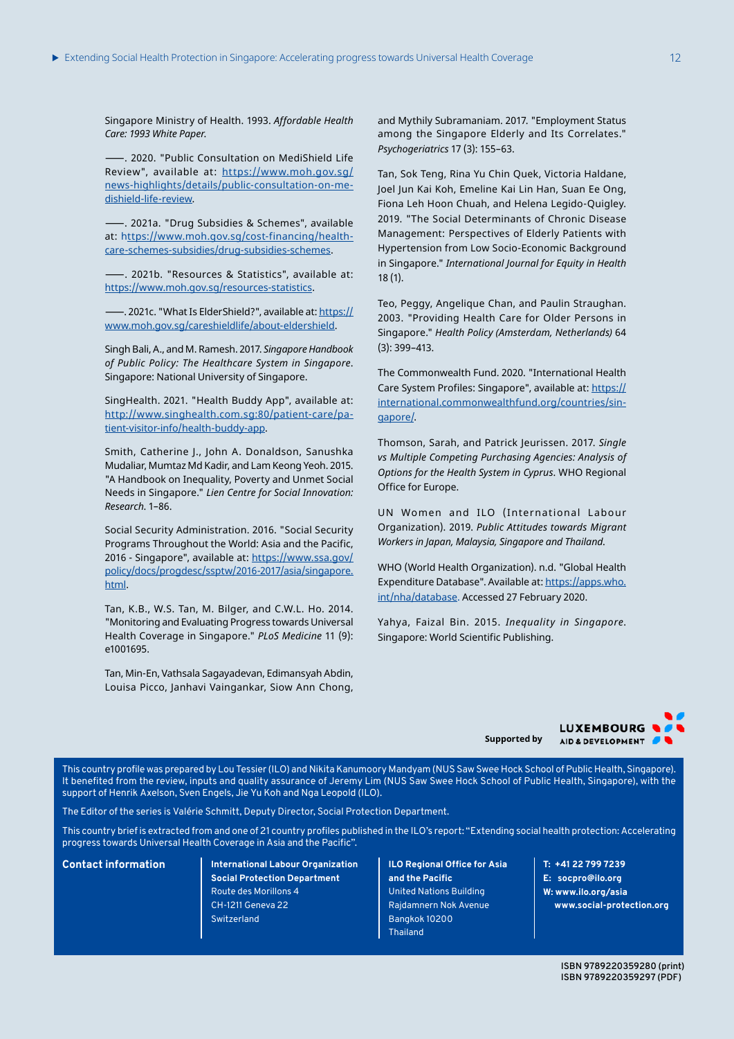Singapore Ministry of Health. 1993. *Affordable Health Care: 1993 White Paper.*

——. 2020. "Public Consultation on MediShield Life Review", available at: https://www.moh.gov.sg/news-highlights/details/public-consultation-on-medishield-life-review.

——. 2021a. "Drug Subsidies & Schemes", available at: https://www.moh.gov.sg/cost-financing/healthcare-schemes-subsidies/drug-subsidies-schemes.

——. 2021b. "Resources & Statistics", available at: https://www.moh.gov.sg/resources-statistics.

——. 2021c. "What Is ElderShield?", available at: https://www.moh.gov.sg/careshieldlife/about-eldershield.

Singh Bali, A., and M. Ramesh. 2017. *Singapore Handbook of Public Policy: The Healthcare System in Singapore*. Singapore: National University of Singapore.

SingHealth. 2021. "Health Buddy App", available at: http://www.singhealth.com.sg:80/patient-care/patient-visitor-info/health-buddy-app.

Smith, Catherine J., John A. Donaldson, Sanushka Mudaliar, Mumtaz Md Kadir, and Lam Keong Yeoh. 2015. "A Handbook on Inequality, Poverty and Unmet Social Needs in Singapore." *Lien Centre for Social Innovation: Research.* 1–86.

Social Security Administration. 2016. "Social Security Programs Throughout the World: Asia and the Pacific, 2016 - Singapore", available at: https://www.ssa.gov/policy/docs/progdesc/ssptw/2016-2017/asia/singapore.html.

Tan, K.B., W.S. Tan, M. Bilger, and C.W.L. Ho. 2014. "Monitoring and Evaluating Progress towards Universal Health Coverage in Singapore." *PLoS Medicine* 11 (9): e1001695.

Tan, Min-En, Vathsala Sagayadevan, Edimansyah Abdin, Louisa Picco, Janhavi Vaingankar, Siow Ann Chong, and Mythily Subramaniam. 2017. "Employment Status among the Singapore Elderly and Its Correlates." *Psychogeriatrics* 17 (3): 155–63.

Tan, Sok Teng, Rina Yu Chin Quek, Victoria Haldane, Joel Jun Kai Koh, Emeline Kai Lin Han, Suan Ee Ong, Fiona Leh Hoon Chuah, and Helena Legido-Quigley. 2019. "The Social Determinants of Chronic Disease Management: Perspectives of Elderly Patients with Hypertension from Low Socio-Economic Background in Singapore." *International Journal for Equity in Health* 18 (1).

Teo, Peggy, Angelique Chan, and Paulin Straughan. 2003. "Providing Health Care for Older Persons in Singapore." *Health Policy (Amsterdam, Netherlands)* 64 (3): 399–413.

The Commonwealth Fund. 2020. "International Health Care System Profiles: Singapore", available at: https://international.commonwealthfund.org/countries/singapore/.

Thomson, Sarah, and Patrick Jeurissen. 2017. *Single vs Multiple Competing Purchasing Agencies: Analysis of Options for the Health System in Cyprus*. WHO Regional Office for Europe.

UN Women and ILO (International Labour Organization). 2019. *Public Attitudes towards Migrant Workers in Japan, Malaysia, Singapore and Thailand.*

WHO (World Health Organization). n.d. "Global Health Expenditure Database". Available at: https://apps.who.int/nha/database. Accessed 27 February 2020.

Yahya, Faizal Bin. 2015. *Inequality in Singapore*. Singapore: World Scientific Publishing.

Supported by LUXEMBOURG AID & DEVELOPMENT

This country profile was prepared by Lou Tessier (ILO) and Nikita Kanumoory Mandyam (NUS Saw Swee Hock School of Public Health, Singapore). It benefited from the review, inputs and quality assurance of Jeremy Lim (NUS Saw Swee Hock School of Public Health, Singapore), with the support of Henrik Axelson, Sven Engels, Jie Yu Koh and Nga Leopold (ILO).

The Editor of the series is Valérie Schmitt, Deputy Director, Social Protection Department.

This country brief is extracted from and one of 21 country profiles published in the ILO's report: "Extending social health protection: Accelerating progress towards Universal Health Coverage in Asia and the Pacific".

**Contact information**

**International Labour Organization**
**Social Protection Department**
Route des Morillons 4
CH-1211 Geneva 22
Switzerland

**ILO Regional Office for Asia and the Pacific**
United Nations Building
Rajdamnern Nok Avenue
Bangkok 10200
Thailand

**T: +41 22 799 7239**
**E: socpro@ilo.org**
**W: www.ilo.org/asia**
**www.social-protection.org**

ISBN 9789220359280 (print)
ISBN 9789220359297 (PDF)